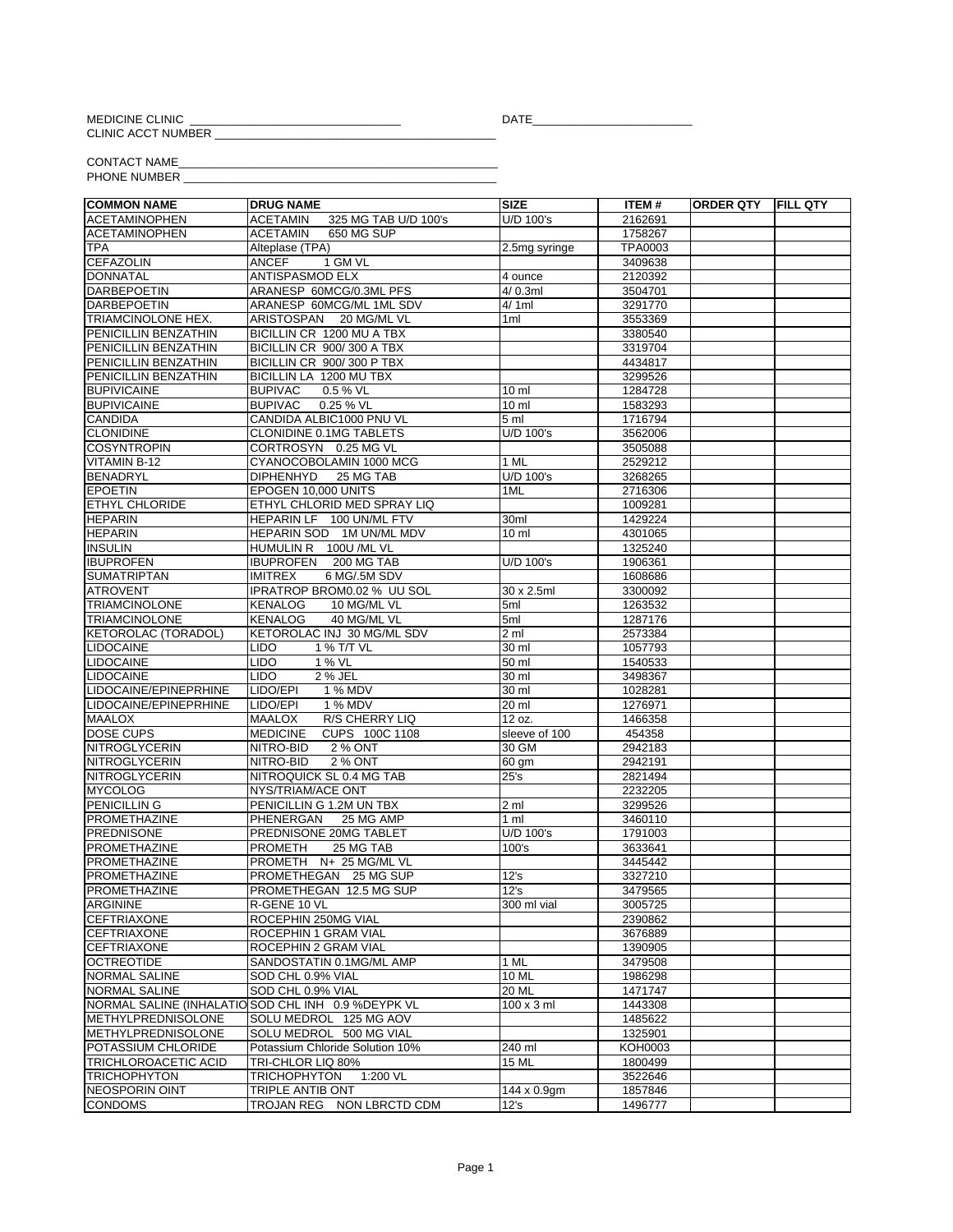MEDICINE CLINIC ________________________________ DATE________________________

CLINIC ACCT NUMBER ________________________________________

CONTACT NAME________________________________________________

PHONE NUMBER ______________________________________________

| COMMON NAME | DRUG NAME | SIZE | ITEM # | ORDER QTY | FILL QTY |
|---|---|---|---|---|---|
| ACETAMINOPHEN | ACETAMIN 325 MG TAB U/D 100's | U/D 100's | 2162691 | | |
| ACETAMINOPHEN | ACETAMIN 650 MG SUP | | 1758267 | | |
| TPA | Alteplase (TPA) | 2.5mg syringe | TPA0003 | | |
| CEFAZOLIN | ANCEF 1 GM VL | | 3409638 | | |
| DONNATAL | ANTISPASMOD ELX | 4 ounce | 2120392 | | |
| DARBEPOETIN | ARANESP 60MCG/0.3ML PFS | 4/ 0.3ml | 3504701 | | |
| DARBEPOETIN | ARANESP 60MCG/ML 1ML SDV | 4/ 1ml | 3291770 | | |
| TRIAMCINOLONE HEX. | ARISTOSPAN 20 MG/ML VL | 1ml | 3553369 | | |
| PENICILLIN BENZATHIN | BICILLIN CR 1200 MU A TBX | | 3380540 | | |
| PENICILLIN BENZATHIN | BICILLIN CR 900/ 300 A TBX | | 3319704 | | |
| PENICILLIN BENZATHIN | BICILLIN CR 900/ 300 P TBX | | 4434817 | | |
| PENICILLIN BENZATHIN | BICILLIN LA 1200 MU TBX | | 3299526 | | |
| BUPIVICAINE | BUPIVAC 0.5 % VL | 10 ml | 1284728 | | |
| BUPIVICAINE | BUPIVAC 0.25 % VL | 10 ml | 1583293 | | |
| CANDIDA | CANDIDA ALBIC1000 PNU VL | 5 ml | 1716794 | | |
| CLONIDINE | CLONIDINE 0.1MG TABLETS | U/D 100's | 3562006 | | |
| COSYNTROPIN | CORTROSYN 0.25 MG VL | | 3505088 | | |
| VITAMIN B-12 | CYANOCOBOLAMIN 1000 MCG | 1 ML | 2529212 | | |
| BENADRYL | DIPHENHYD 25 MG TAB | U/D 100's | 3268265 | | |
| EPOETIN | EPOGEN 10,000 UNITS | 1ML | 2716306 | | |
| ETHYL CHLORIDE | ETHYL CHLORID MED SPRAY LIQ | | 1009281 | | |
| HEPARIN | HEPARIN LF 100 UN/ML FTV | 30ml | 1429224 | | |
| HEPARIN | HEPARIN SOD 1M UN/ML MDV | 10 ml | 4301065 | | |
| INSULIN | HUMULIN R 100U /ML VL | | 1325240 | | |
| IBUPROFEN | IBUPROFEN 200 MG TAB | U/D 100's | 1906361 | | |
| SUMATRIPTAN | IMITREX 6 MG/.5M SDV | | 1608686 | | |
| ATROVENT | IPRATROP BROM0.02 % UU SOL | 30 x 2.5ml | 3300092 | | |
| TRIAMCINOLONE | KENALOG 10 MG/ML VL | 5ml | 1263532 | | |
| TRIAMCINOLONE | KENALOG 40 MG/ML VL | 5ml | 1287176 | | |
| KETOROLAC (TORADOL) | KETOROLAC INJ 30 MG/ML SDV | 2 ml | 2573384 | | |
| LIDOCAINE | LIDO 1 % T/T VL | 30 ml | 1057793 | | |
| LIDOCAINE | LIDO 1 % VL | 50 ml | 1540533 | | |
| LIDOCAINE | LIDO 2 % JEL | 30 ml | 3498367 | | |
| LIDOCAINE/EPINEPRHINE | LIDO/EPI 1 % MDV | 30 ml | 1028281 | | |
| LIDOCAINE/EPINEPRHINE | LIDO/EPI 1 % MDV | 20 ml | 1276971 | | |
| MAALOX | MAALOX R/S CHERRY LIQ | 12 oz. | 1466358 | | |
| DOSE CUPS | MEDICINE CUPS 100C 1108 | sleeve of 100 | 454358 | | |
| NITROGLYCERIN | NITRO-BID 2 % ONT | 30 GM | 2942183 | | |
| NITROGLYCERIN | NITRO-BID 2 % ONT | 60 gm | 2942191 | | |
| NITROGLYCERIN | NITROQUICK SL 0.4 MG TAB | 25's | 2821494 | | |
| MYCOLOG | NYS/TRIAM/ACE ONT | | 2232205 | | |
| PENICILLIN G | PENICILLIN G 1.2M UN TBX | 2 ml | 3299526 | | |
| PROMETHAZINE | PHENERGAN 25 MG AMP | 1 ml | 3460110 | | |
| PREDNISONE | PREDNISONE 20MG TABLET | U/D 100's | 1791003 | | |
| PROMETHAZINE | PROMETH 25 MG TAB | 100's | 3633641 | | |
| PROMETHAZINE | PROMETH N+ 25 MG/ML VL | | 3445442 | | |
| PROMETHAZINE | PROMETHEGAN 25 MG SUP | 12's | 3327210 | | |
| PROMETHAZINE | PROMETHEGAN 12.5 MG SUP | 12's | 3479565 | | |
| ARGININE | R-GENE 10 VL | 300 ml vial | 3005725 | | |
| CEFTRIAXONE | ROCEPHIN 250MG VIAL | | 2390862 | | |
| CEFTRIAXONE | ROCEPHIN 1 GRAM VIAL | | 3676889 | | |
| CEFTRIAXONE | ROCEPHIN 2 GRAM VIAL | | 1390905 | | |
| OCTREOTIDE | SANDOSTATIN 0.1MG/ML AMP | 1 ML | 3479508 | | |
| NORMAL SALINE | SOD CHL 0.9% VIAL | 10 ML | 1986298 | | |
| NORMAL SALINE | SOD CHL 0.9% VIAL | 20 ML | 1471747 | | |
| NORMAL SALINE (INHALATIO | SOD CHL INH 0.9 %DEYPK VL | 100 x 3 ml | 1443308 | | |
| METHYLPREDNISOLONE | SOLU MEDROL 125 MG AOV | | 1485622 | | |
| METHYLPREDNISOLONE | SOLU MEDROL 500 MG VIAL | | 1325901 | | |
| POTASSIUM CHLORIDE | Potassium Chloride Solution 10% | 240 ml | KOH0003 | | |
| TRICHLOROACETIC ACID | TRI-CHLOR LIQ 80% | 15 ML | 1800499 | | |
| TRICHOPHYTON | TRICHOPHYTON 1:200 VL | | 3522646 | | |
| NEOSPORIN OINT | TRIPLE ANTIB ONT | 144 x 0.9gm | 1857846 | | |
| CONDOMS | TROJAN REG NON LBRCTD CDM | 12's | 1496777 | | |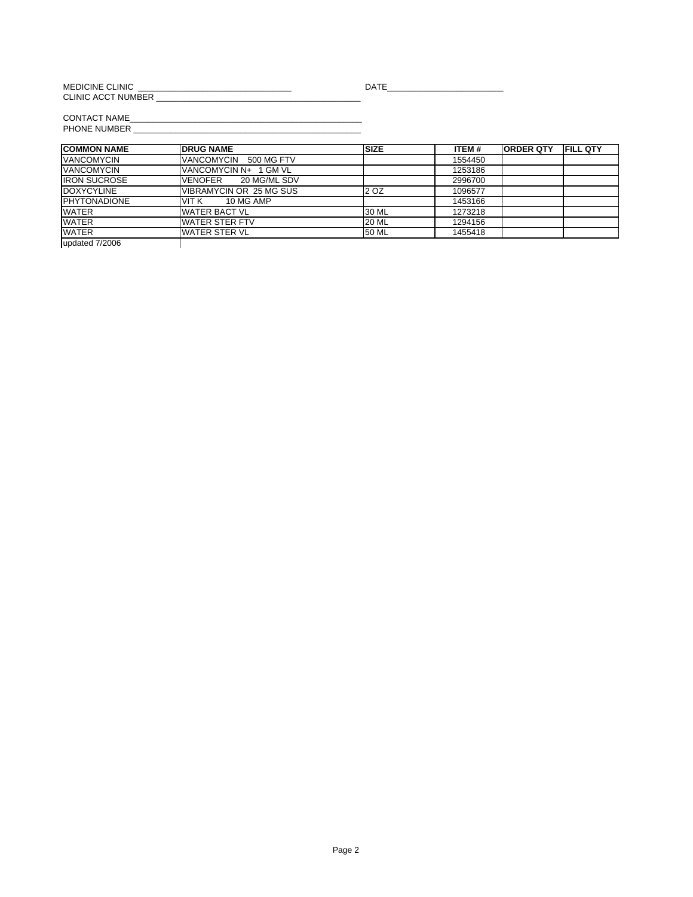MEDICINE CLINIC ________________________________ DATE________________________

CLINIC ACCT NUMBER ____________________________________________

CONTACT NAME________________________________________________

PHONE NUMBER ______________________________________________

| COMMON NAME | DRUG NAME | SIZE | ITEM # | ORDER QTY | FILL QTY |
|---|---|---|---|---|---|
| VANCOMYCIN | VANCOMYCIN 500 MG FTV | | 1554450 | | |
| VANCOMYCIN | VANCOMYCIN N+ 1 GM VL | | 1253186 | | |
| IRON SUCROSE | VENOFER 20 MG/ML SDV | | 2996700 | | |
| DOXYCYLINE | VIBRAMYCIN OR 25 MG SUS | 2 OZ | 1096577 | | |
| PHYTONADIONE | VIT K 10 MG AMP | | 1453166 | | |
| WATER | WATER BACT VL | 30 ML | 1273218 | | |
| WATER | WATER STER FTV | 20 ML | 1294156 | | |
| WATER | WATER STER VL | 50 ML | 1455418 | | |

updated 7/2006